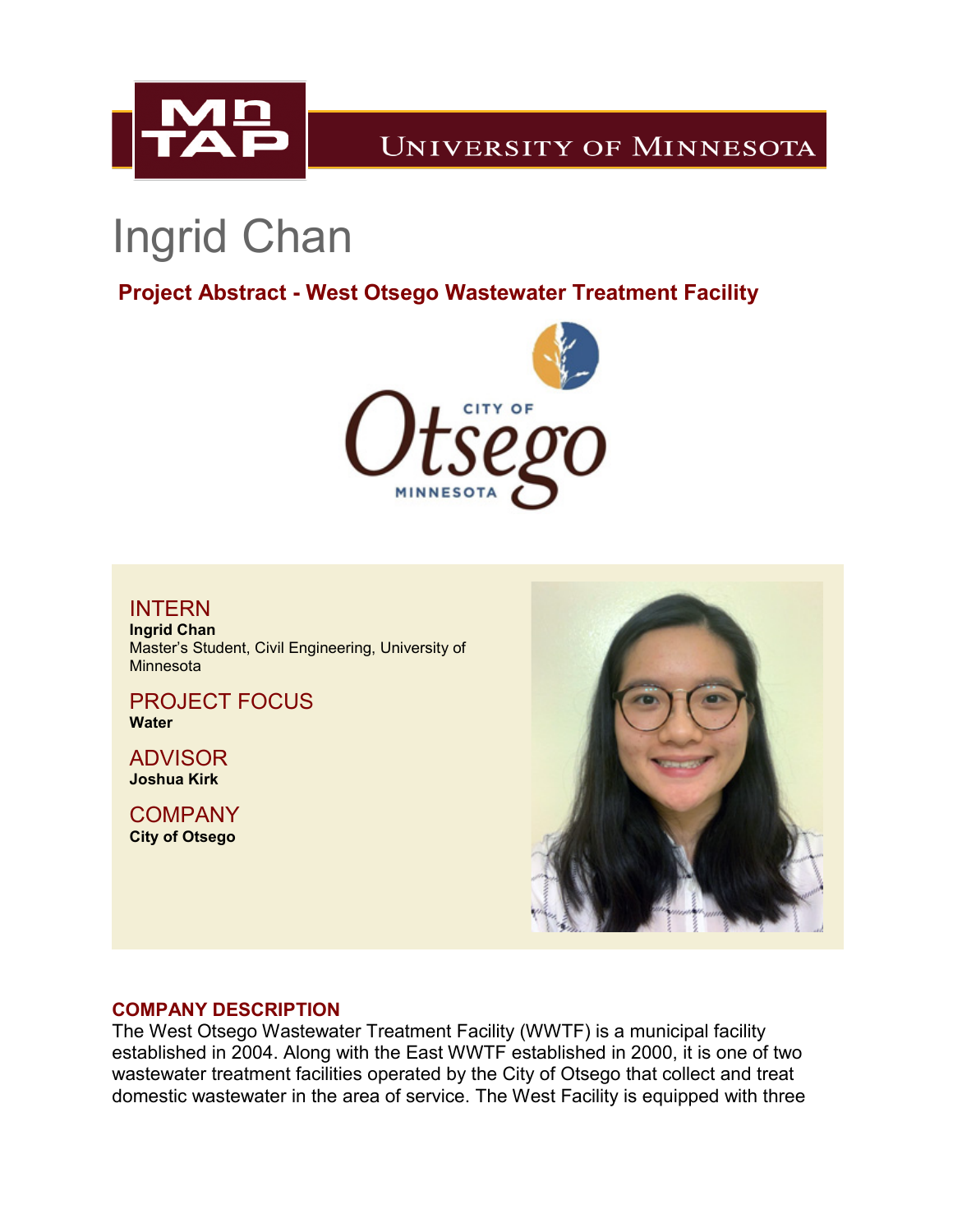# Ingrid Chan

## Project Abstract - West Otsego Wastewater Treatment Facility

### INTERN

**Ingrid Chan**
Master's Student, Civil Engineering, University of Minnesota

### PROJECT FOCUS

**Water**

### ADVISOR

**Joshua Kirk**

### COMPANY

**City of Otsego**

### COMPANY DESCRIPTION

The West Otsego Wastewater Treatment Facility (WWTF) is a municipal facility established in 2004. Along with the East WWTF established in 2000, it is one of two wastewater treatment facilities operated by the City of Otsego that collect and treat domestic wastewater in the area of service. The West Facility is equipped with three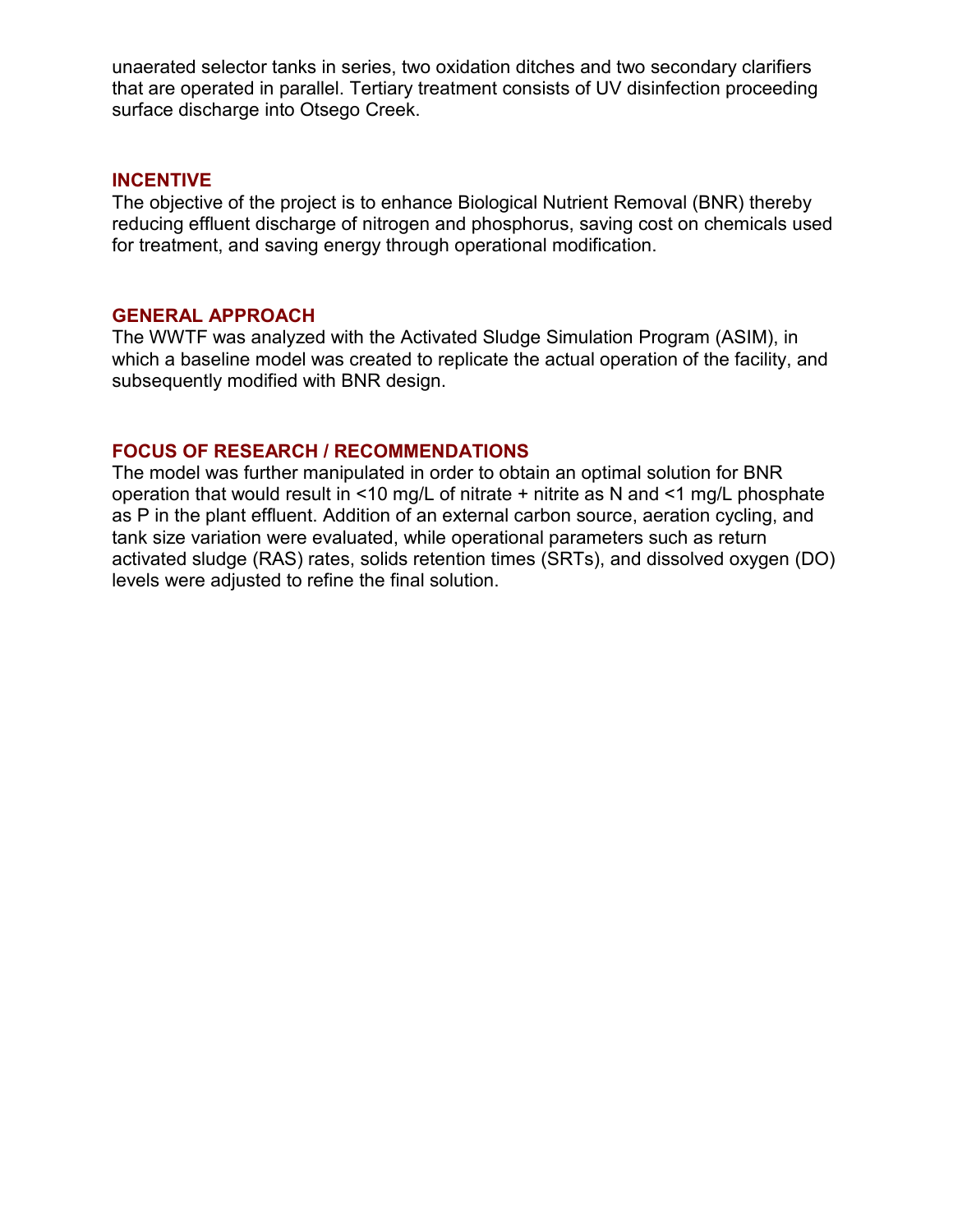unaerated selector tanks in series, two oxidation ditches and two secondary clarifiers that are operated in parallel. Tertiary treatment consists of UV disinfection proceeding surface discharge into Otsego Creek.

## INCENTIVE

The objective of the project is to enhance Biological Nutrient Removal (BNR) thereby reducing effluent discharge of nitrogen and phosphorus, saving cost on chemicals used for treatment, and saving energy through operational modification.

## GENERAL APPROACH

The WWTF was analyzed with the Activated Sludge Simulation Program (ASIM), in which a baseline model was created to replicate the actual operation of the facility, and subsequently modified with BNR design.

## FOCUS OF RESEARCH / RECOMMENDATIONS

The model was further manipulated in order to obtain an optimal solution for BNR operation that would result in <10 mg/L of nitrate + nitrite as N and <1 mg/L phosphate as P in the plant effluent. Addition of an external carbon source, aeration cycling, and tank size variation were evaluated, while operational parameters such as return activated sludge (RAS) rates, solids retention times (SRTs), and dissolved oxygen (DO) levels were adjusted to refine the final solution.